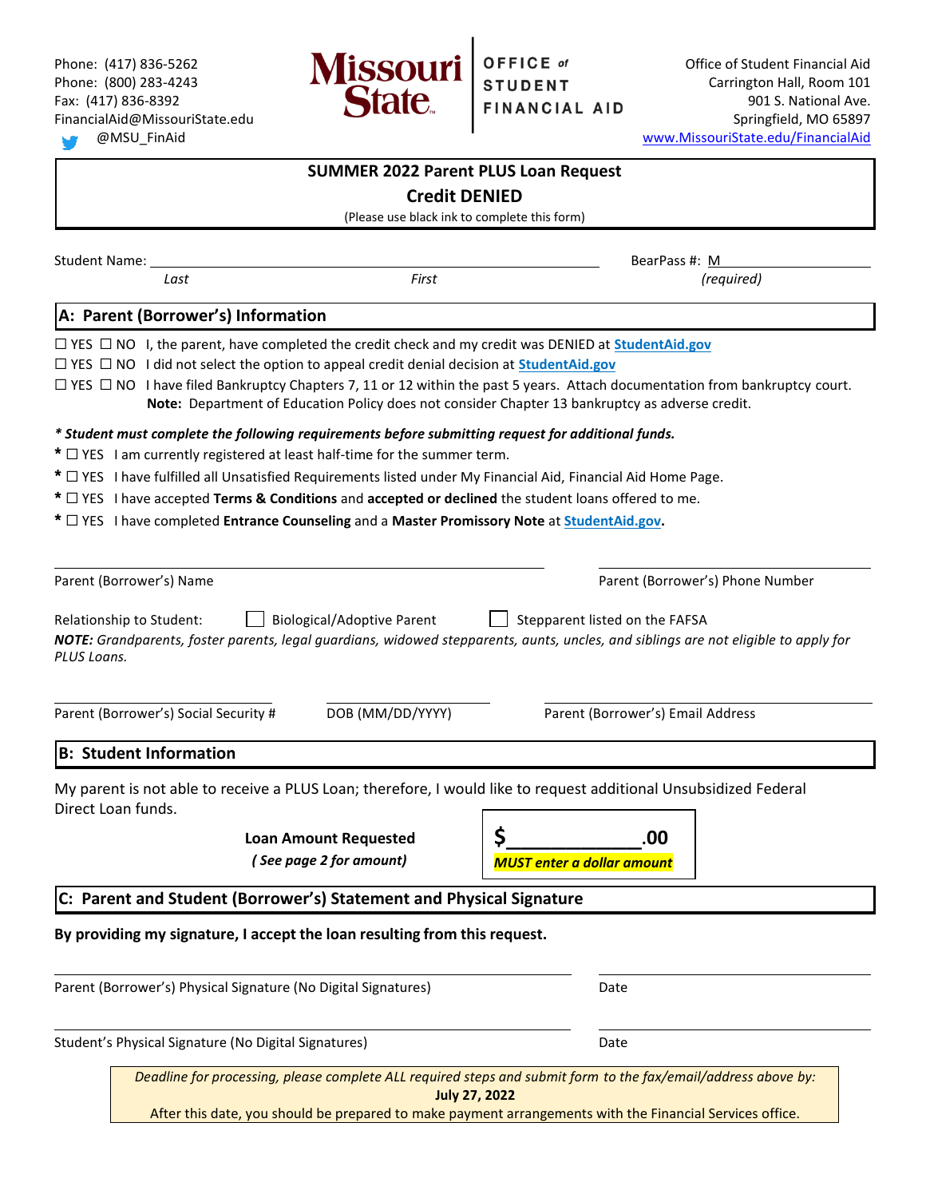Phone: (417) 836-5262
Phone: (800) 283-4243
Fax: (417) 836-8392
FinancialAid@MissouriState.edu
@MSU_FinAid

**Missouri State** | OFFICE of STUDENT FINANCIAL AID

Office of Student Financial Aid
Carrington Hall, Room 101
901 S. National Ave.
Springfield, MO 65897
www.MissouriState.edu/FinancialAid

## SUMMER 2022 Parent PLUS Loan Request
## Credit DENIED

(Please use black ink to complete this form)

Student Name: ______________________________ BearPass #: M__________
Last First (required)

## A: Parent (Borrower's) Information

☐ YES ☐ NO I, the parent, have completed the credit check and my credit was DENIED at **StudentAid.gov**

☐ YES ☐ NO I did not select the option to appeal credit denial decision at **StudentAid.gov**

☐ YES ☐ NO I have filed Bankruptcy Chapters 7, 11 or 12 within the past 5 years. Attach documentation from bankruptcy court.
**Note:** Department of Education Policy does not consider Chapter 13 bankruptcy as adverse credit.

***\* Student must complete the following requirements before submitting request for additional funds.***

\* ☐ YES I am currently registered at least half-time for the summer term.

\* ☐ YES I have fulfilled all Unsatisfied Requirements listed under My Financial Aid, Financial Aid Home Page.

\* ☐ YES I have accepted **Terms & Conditions** and **accepted or declined** the student loans offered to me.

\* ☐ YES I have completed **Entrance Counseling** and a **Master Promissory Note** at **StudentAid.gov**.

______________________________ ______________________________
Parent (Borrower's) Name Parent (Borrower's) Phone Number

Relationship to Student: ☐ Biological/Adoptive Parent ☐ Stepparent listed on the FAFSA

***NOTE:*** *Grandparents, foster parents, legal guardians, widowed stepparents, aunts, uncles, and siblings are not eligible to apply for PLUS Loans.*

______________________ ______________________ ______________________
Parent (Borrower's) Social Security # DOB (MM/DD/YYYY) Parent (Borrower's) Email Address

## B: Student Information

My parent is not able to receive a PLUS Loan; therefore, I would like to request additional Unsubsidized Federal Direct Loan funds.

**Loan Amount Requested**
***( See page 2 for amount)***

**$____________.00**
***MUST enter a dollar amount***

## C: Parent and Student (Borrower's) Statement and Physical Signature

**By providing my signature, I accept the loan resulting from this request.**

______________________________ ______________
Parent (Borrower's) Physical Signature (No Digital Signatures) Date

______________________________ ______________
Student's Physical Signature (No Digital Signatures) Date

*Deadline for processing, please complete ALL required steps and submit form to the fax/email/address above by:*
**July 27, 2022**
After this date, you should be prepared to make payment arrangements with the Financial Services office.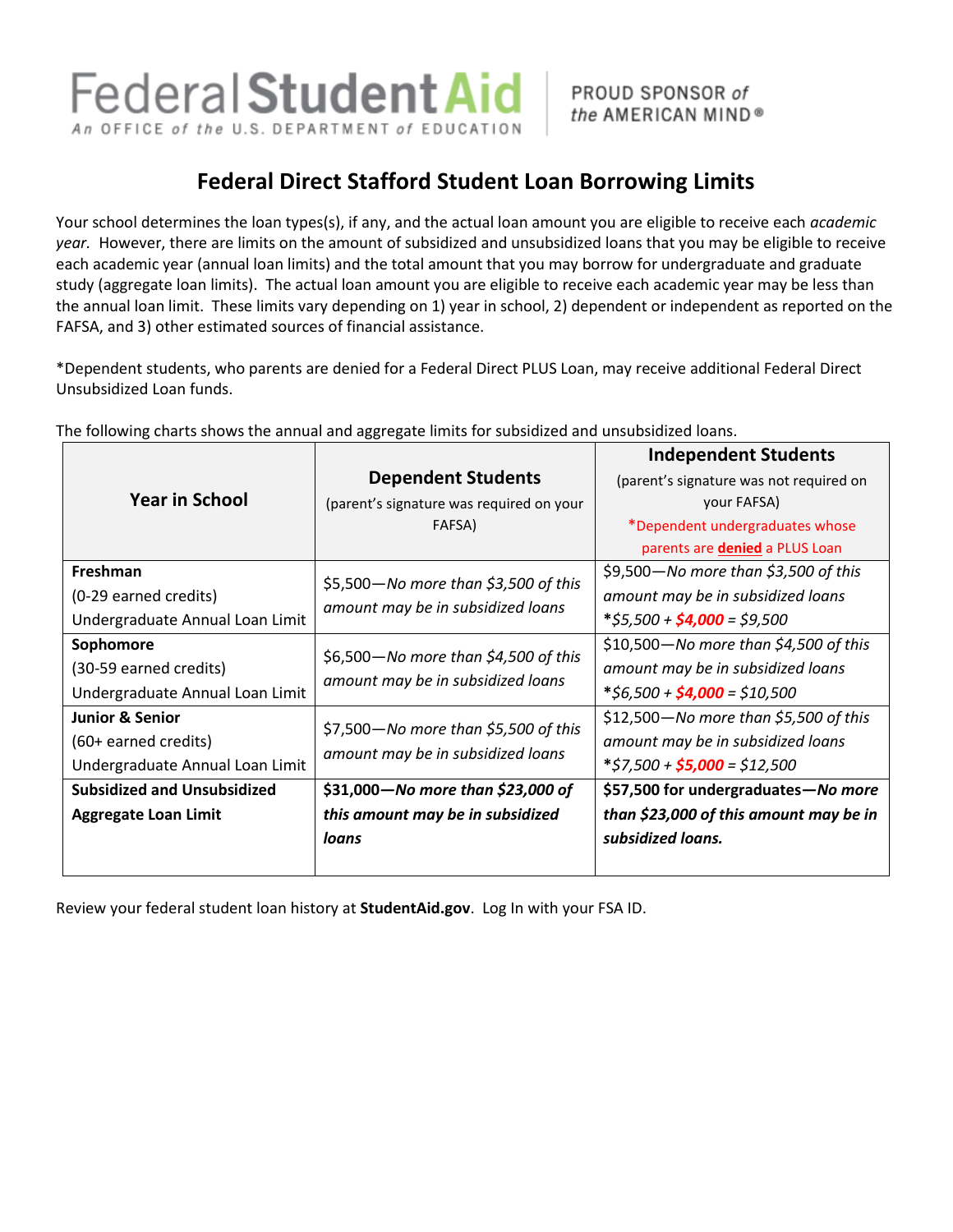Federal Student Aid
An OFFICE of the U.S. DEPARTMENT of EDUCATION

PROUD SPONSOR of the AMERICAN MIND®

# Federal Direct Stafford Student Loan Borrowing Limits

Your school determines the loan types(s), if any, and the actual loan amount you are eligible to receive each *academic year.* However, there are limits on the amount of subsidized and unsubsidized loans that you may be eligible to receive each academic year (annual loan limits) and the total amount that you may borrow for undergraduate and graduate study (aggregate loan limits). The actual loan amount you are eligible to receive each academic year may be less than the annual loan limit. These limits vary depending on 1) year in school, 2) dependent or independent as reported on the FAFSA, and 3) other estimated sources of financial assistance.

*Dependent students, who parents are denied for a Federal Direct PLUS Loan, may receive additional Federal Direct Unsubsidized Loan funds.

The following charts shows the annual and aggregate limits for subsidized and unsubsidized loans.

| **Year in School** | **Dependent Students** (parent's signature was required on your FAFSA) | **Independent Students** (parent's signature was not required on your FAFSA) *Dependent undergraduates whose parents are **denied** a PLUS Loan |
|---|---|---|
| **Freshman** (0-29 earned credits) Undergraduate Annual Loan Limit | $5,500—*No more than $3,500 of this amount may be in subsidized loans* | $9,500—*No more than $3,500 of this amount may be in subsidized loans* ***$5,500 + $4,000 = $9,500** |
| **Sophomore** (30-59 earned credits) Undergraduate Annual Loan Limit | $6,500—*No more than $4,500 of this amount may be in subsidized loans* | $10,500—*No more than $4,500 of this amount may be in subsidized loans* ***$6,500 + $4,000 = $10,500** |
| **Junior & Senior** (60+ earned credits) Undergraduate Annual Loan Limit | $7,500—*No more than $5,500 of this amount may be in subsidized loans* | $12,500—*No more than $5,500 of this amount may be in subsidized loans* ***$7,500 + $5,000 = $12,500** |
| **Subsidized and Unsubsidized Aggregate Loan Limit** | **$31,000—*No more than $23,000 of this amount may be in subsidized loans*** | **$57,500 for undergraduates—*No more than $23,000 of this amount may be in subsidized loans.*** |

Review your federal student loan history at **StudentAid.gov**. Log In with your FSA ID.